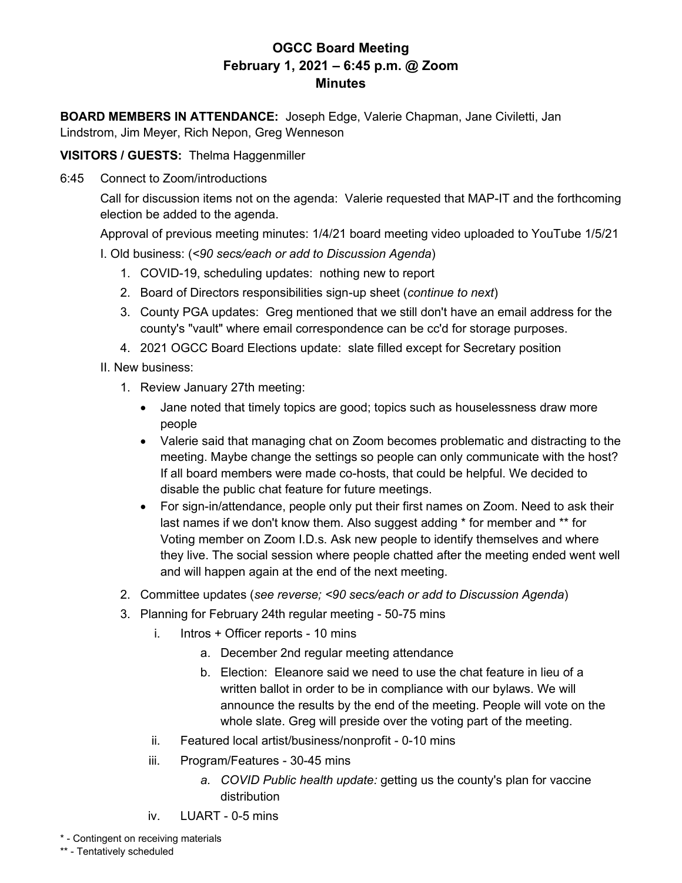# OGCC Board Meeting
## February 1, 2021 – 6:45 p.m. @ Zoom
## Minutes

**BOARD MEMBERS IN ATTENDANCE:** Joseph Edge, Valerie Chapman, Jane Civiletti, Jan Lindstrom, Jim Meyer, Rich Nepon, Greg Wenneson

**VISITORS / GUESTS:** Thelma Haggenmiller

6:45 Connect to Zoom/introductions

Call for discussion items not on the agenda: Valerie requested that MAP-IT and the forthcoming election be added to the agenda.

Approval of previous meeting minutes: 1/4/21 board meeting video uploaded to YouTube 1/5/21

I. Old business: (*<90 secs/each or add to Discussion Agenda*)

1. COVID-19, scheduling updates: nothing new to report
2. Board of Directors responsibilities sign-up sheet (*continue to next*)
3. County PGA updates: Greg mentioned that we still don't have an email address for the county's "vault" where email correspondence can be cc'd for storage purposes.
4. 2021 OGCC Board Elections update: slate filled except for Secretary position

II. New business:

1. Review January 27th meeting:
   - Jane noted that timely topics are good; topics such as houselessness draw more people
   - Valerie said that managing chat on Zoom becomes problematic and distracting to the meeting. Maybe change the settings so people can only communicate with the host? If all board members were made co-hosts, that could be helpful. We decided to disable the public chat feature for future meetings.
   - For sign-in/attendance, people only put their first names on Zoom. Need to ask their last names if we don't know them. Also suggest adding * for member and ** for Voting member on Zoom I.D.s. Ask new people to identify themselves and where they live. The social session where people chatted after the meeting ended went well and will happen again at the end of the next meeting.
2. Committee updates (*see reverse; <90 secs/each or add to Discussion Agenda*)
3. Planning for February 24th regular meeting - 50-75 mins
   1. Intros + Officer reports - 10 mins
      - a. December 2nd regular meeting attendance
      - b. Election: Eleanore said we need to use the chat feature in lieu of a written ballot in order to be in compliance with our bylaws. We will announce the results by the end of the meeting. People will vote on the whole slate. Greg will preside over the voting part of the meeting.
   2. Featured local artist/business/nonprofit - 0-10 mins
   3. Program/Features - 30-45 mins
      - a. *COVID Public health update:* getting us the county's plan for vaccine distribution
   4. LUART - 0-5 mins

\* - Contingent on receiving materials

\** - Tentatively scheduled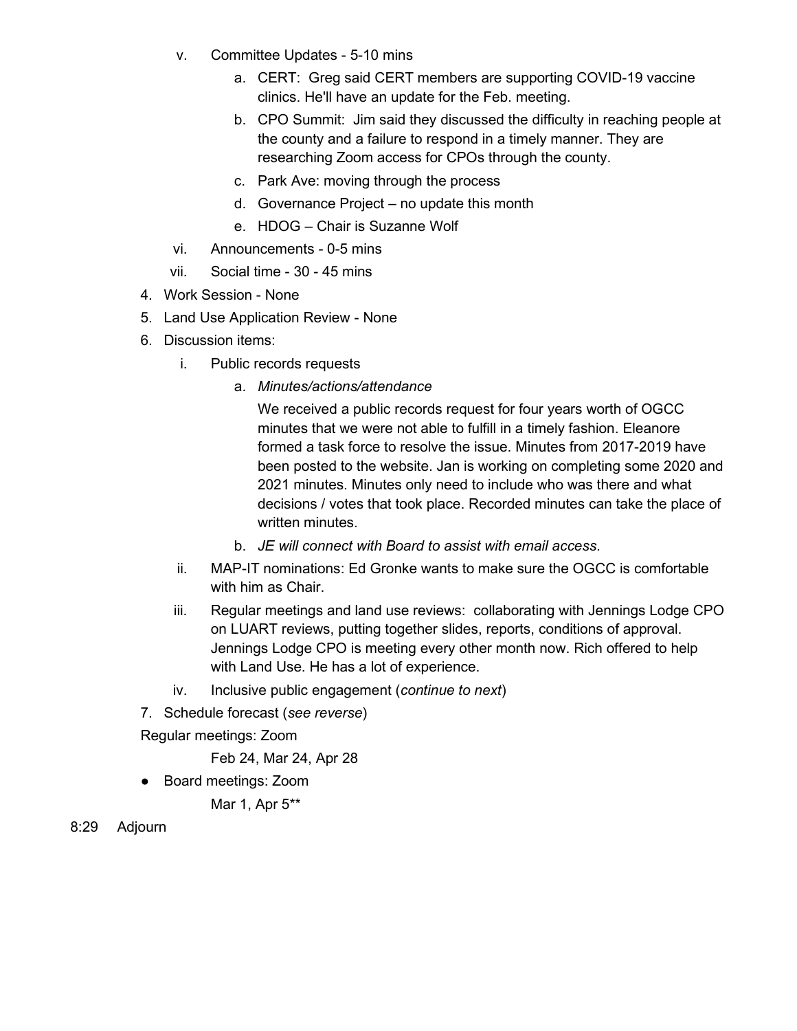v. Committee Updates - 5-10 mins
   a. CERT: Greg said CERT members are supporting COVID-19 vaccine clinics. He'll have an update for the Feb. meeting.
   b. CPO Summit: Jim said they discussed the difficulty in reaching people at the county and a failure to respond in a timely manner. They are researching Zoom access for CPOs through the county.
   c. Park Ave: moving through the process
   d. Governance Project – no update this month
   e. HDOG – Chair is Suzanne Wolf

vi. Announcements - 0-5 mins

vii. Social time - 30 - 45 mins

4. Work Session - None
5. Land Use Application Review - None
6. Discussion items:
   i. Public records requests
      a. *Minutes/actions/attendance*

         We received a public records request for four years worth of OGCC minutes that we were not able to fulfill in a timely fashion. Eleanore formed a task force to resolve the issue. Minutes from 2017-2019 have been posted to the website. Jan is working on completing some 2020 and 2021 minutes. Minutes only need to include who was there and what decisions / votes that took place. Recorded minutes can take the place of written minutes.
      b. *JE will connect with Board to assist with email access.*
   ii. MAP-IT nominations: Ed Gronke wants to make sure the OGCC is comfortable with him as Chair.
   iii. Regular meetings and land use reviews: collaborating with Jennings Lodge CPO on LUART reviews, putting together slides, reports, conditions of approval. Jennings Lodge CPO is meeting every other month now. Rich offered to help with Land Use. He has a lot of experience.
   iv. Inclusive public engagement (*continue to next*)
7. Schedule forecast (*see reverse*)

Regular meetings: Zoom

Feb 24, Mar 24, Apr 28

- Board meetings: Zoom

  Mar 1, Apr 5**

8:29 Adjourn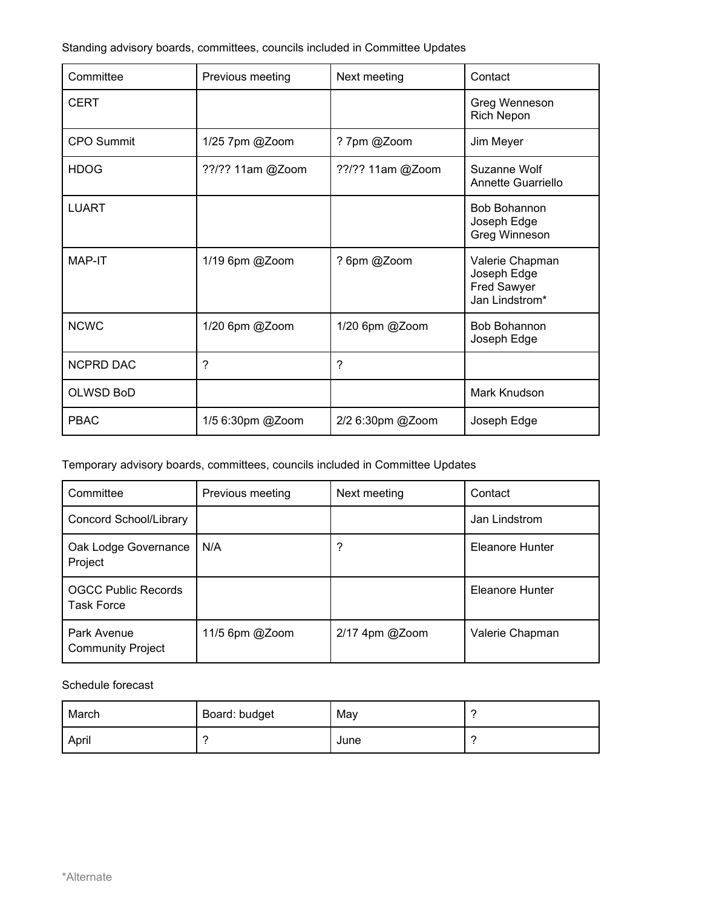Standing advisory boards, committees, councils included in Committee Updates

| Committee | Previous meeting | Next meeting | Contact |
| --- | --- | --- | --- |
| CERT | | | Greg Wenneson<br>Rich Nepon |
| CPO Summit | 1/25 7pm @Zoom | ? 7pm @Zoom | Jim Meyer |
| HDOG | ??/?? 11am @Zoom | ??/?? 11am @Zoom | Suzanne Wolf<br>Annette Guarriello |
| LUART | | | Bob Bohannon<br>Joseph Edge<br>Greg Winneson |
| MAP-IT | 1/19 6pm @Zoom | ? 6pm @Zoom | Valerie Chapman<br>Joseph Edge<br>Fred Sawyer<br>Jan Lindstrom* |
| NCWC | 1/20 6pm @Zoom | 1/20 6pm @Zoom | Bob Bohannon<br>Joseph Edge |
| NCPRD DAC | ? | ? | |
| OLWSD BoD | | | Mark Knudson |
| PBAC | 1/5 6:30pm @Zoom | 2/2 6:30pm @Zoom | Joseph Edge |

Temporary advisory boards, committees, councils included in Committee Updates

| Committee | Previous meeting | Next meeting | Contact |
| --- | --- | --- | --- |
| Concord School/Library | | | Jan Lindstrom |
| Oak Lodge Governance Project | N/A | ? | Eleanore Hunter |
| OGCC Public Records Task Force | | | Eleanore Hunter |
| Park Avenue Community Project | 11/5 6pm @Zoom | 2/17 4pm @Zoom | Valerie Chapman |

Schedule forecast

| | | | |
| --- | --- | --- | --- |
| March | Board: budget | May | ? |
| April | ? | June | ? |

*Alternate